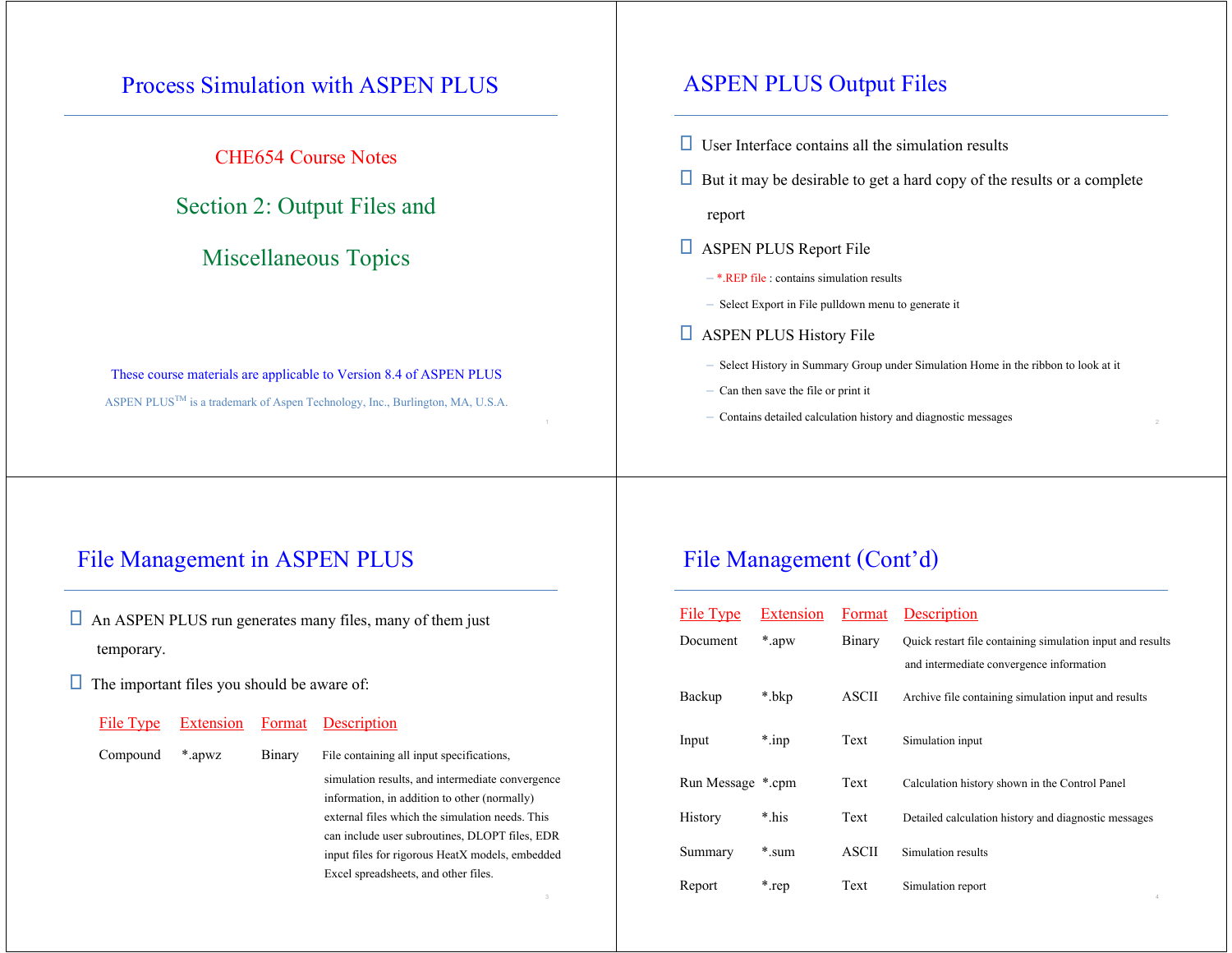# Process Simulation with ASPEN PLUS

CHE654 Course Notes

## Section 2: Output Files and Miscellaneous Topics

These course materials are applicable to Version 8.4 of ASPEN PLUS

ASPEN PLUS™ is a trademark of Aspen Technology, Inc., Burlington, MA, U.S.A.

## ASPEN PLUS Output Files

- User Interface contains all the simulation results
- But it may be desirable to get a hard copy of the results or a complete report
- ASPEN PLUS Report File
  - *.REP file : contains simulation results
  - Select Export in File pulldown menu to generate it
- ASPEN PLUS History File
  - Select History in Summary Group under Simulation Home in the ribbon to look at it
  - Can then save the file or print it
  - Contains detailed calculation history and diagnostic messages

## File Management in ASPEN PLUS

- An ASPEN PLUS run generates many files, many of them just temporary.
- The important files you should be aware of:

| File Type | Extension | Format | Description |
|---|---|---|---|
| Compound | *.apwz | Binary | File containing all input specifications, simulation results, and intermediate convergence information, in addition to other (normally) external files which the simulation needs. This can include user subroutines, DLOPT files, EDR input files for rigorous HeatX models, embedded Excel spreadsheets, and other files. |

## File Management (Cont'd)

| File Type | Extension | Format | Description |
|---|---|---|---|
| Document | *.apw | Binary | Quick restart file containing simulation input and results and intermediate convergence information |
| Backup | *.bkp | ASCII | Archive file containing simulation input and results |
| Input | *.inp | Text | Simulation input |
| Run Message | *.cpm | Text | Calculation history shown in the Control Panel |
| History | *.his | Text | Detailed calculation history and diagnostic messages |
| Summary | *.sum | ASCII | Simulation results |
| Report | *.rep | Text | Simulation report |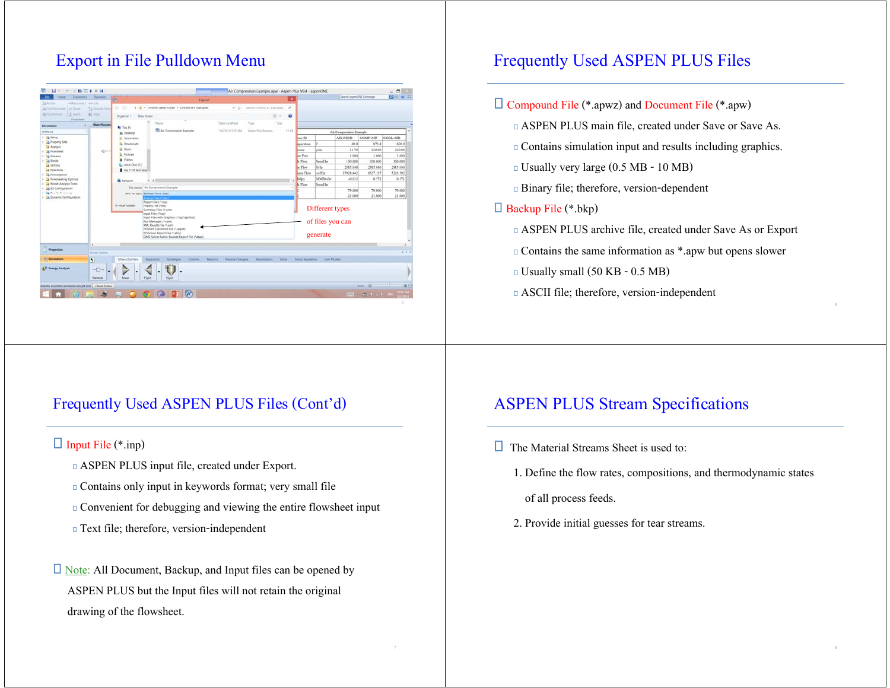# Export in File Pulldown Menu

Different types of files you can generate

# Frequently Used ASPEN PLUS Files

- Compound File (*.apwz) and Document File (*.apw)
  - ASPEN PLUS main file, created under Save or Save As.
  - Contains simulation input and results including graphics.
  - Usually very large (0.5 MB - 10 MB)
  - Binary file; therefore, version-dependent
- Backup File (*.bkp)
  - ASPEN PLUS archive file, created under Save As or Export
  - Contains the same information as *.apw but opens slower
  - Usually small (50 KB - 0.5 MB)
  - ASCII file; therefore, version-independent

# Frequently Used ASPEN PLUS Files (Cont'd)

- Input File (*.inp)
  - ASPEN PLUS input file, created under Export.
  - Contains only input in keywords format; very small file
  - Convenient for debugging and viewing the entire flowsheet input
  - Text file; therefore, version-independent
- Note: All Document, Backup, and Input files can be opened by ASPEN PLUS but the Input files will not retain the original drawing of the flowsheet.

# ASPEN PLUS Stream Specifications

- The Material Streams Sheet is used to:
  1. Define the flow rates, compositions, and thermodynamic states of all process feeds.
  2. Provide initial guesses for tear streams.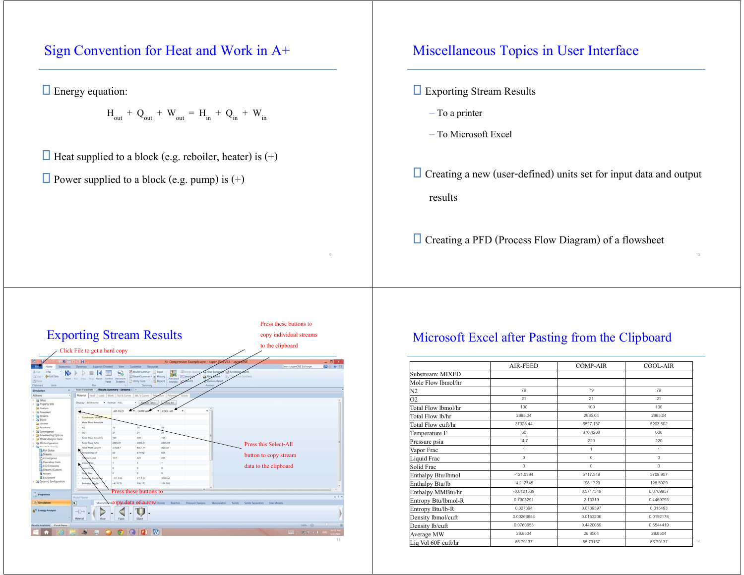## Sign Convention for Heat and Work in A+

- Energy equation:

$$H_{out} + Q_{out} + W_{out} = H_{in} + Q_{in} + W_{in}$$

- Heat supplied to a block (e.g. reboiler, heater) is (+)
- Power supplied to a block (e.g. pump) is (+)

## Miscellaneous Topics in User Interface

- Exporting Stream Results
  - To a printer
  - To Microsoft Excel
- Creating a new (user-defined) units set for input data and output results
- Creating a PFD (Process Flow Diagram) of a flowsheet

## Exporting Stream Results

Click File to get a hard copy

Press these buttons to copy individual streams to the clipboard

Press this Select-All button to copy stream data to the clipboard

Press these buttons to copy data of a row

## Microsoft Excel after Pasting from the Clipboard

| | AIR-FEED | COMP-AIR | COOL-AIR |
|---|---|---|---|
| Substream: MIXED | | | |
| Mole Flow lbmol/hr | | | |
| N2 | 79 | 79 | 79 |
| O2 | 21 | 21 | 21 |
| Total Flow lbmol/hr | 100 | 100 | 100 |
| Total Flow lb/hr | 2885.04 | 2885.04 | 2885.04 |
| Total Flow cuft/hr | 37928.44 | 6527.137 | 5203.502 |
| Temperature F | 60 | 870.4268 | 600 |
| Pressure psia | 14.7 | 220 | 220 |
| Vapor Frac | 1 | 1 | 1 |
| Liquid Frac | 0 | 0 | 0 |
| Solid Frac | 0 | 0 | 0 |
| Enthalpy Btu/lbmol | -121.5394 | 5717.349 | 3709.957 |
| Enthalpy Btu/lb | -4.212745 | 198.1723 | 128.5929 |
| Enthalpy MMBtu/hr | -0.0121539 | 0.5717349 | 0.3709957 |
| Entropy Btu/lbmol-R | 0.7903291 | 2.13319 | 0.4469793 |
| Entropy Btu/lb-R | 0.027394 | 0.0739397 | 0.015493 |
| Density lbmol/cuft | 0.00263654 | 0.0153206 | 0.0192178 |
| Density lb/cuft | 0.0760653 | 0.4420069 | 0.5544419 |
| Average MW | 28.8504 | 28.8504 | 28.8504 |
| Liq Vol 60F cuft/hr | 85.79137 | 85.79137 | 85.79137 |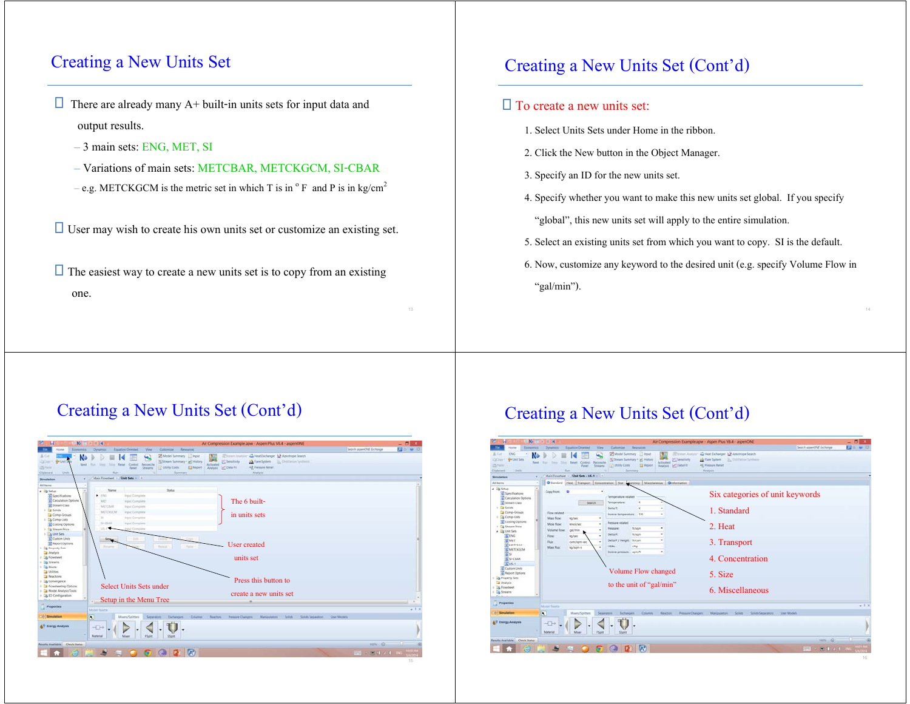# Creating a New Units Set

- There are already many A+ built-in units sets for input data and output results.
  - 3 main sets: ENG, MET, SI
  - Variations of main sets: METCBAR, METCKGCM, SI-CBAR
  - e.g. METCKGCM is the metric set in which T is in $^{o}$F and P is in kg/cm$^2$
- User may wish to create his own units set or customize an existing set.
- The easiest way to create a new units set is to copy from an existing one.

# Creating a New Units Set (Cont'd)

- To create a new units set:
  1. Select Units Sets under Home in the ribbon.
  2. Click the New button in the Object Manager.
  3. Specify an ID for the new units set.
  4. Specify whether you want to make this new units set global. If you specify "global", this new units set will apply to the entire simulation.
  5. Select an existing units set from which you want to copy. SI is the default.
  6. Now, customize any keyword to the desired unit (e.g. specify Volume Flow in "gal/min").

# Creating a New Units Set (Cont'd)

The 6 built-in units sets

User created units set

Press this button to create a new units set

Select Units Sets under Setup in the Menu Tree

# Creating a New Units Set (Cont'd)

Six categories of unit keywords

1. Standard
2. Heat
3. Transport
4. Concentration
5. Size
6. Miscellaneous

Volume Flow changed to the unit of "gal/min"